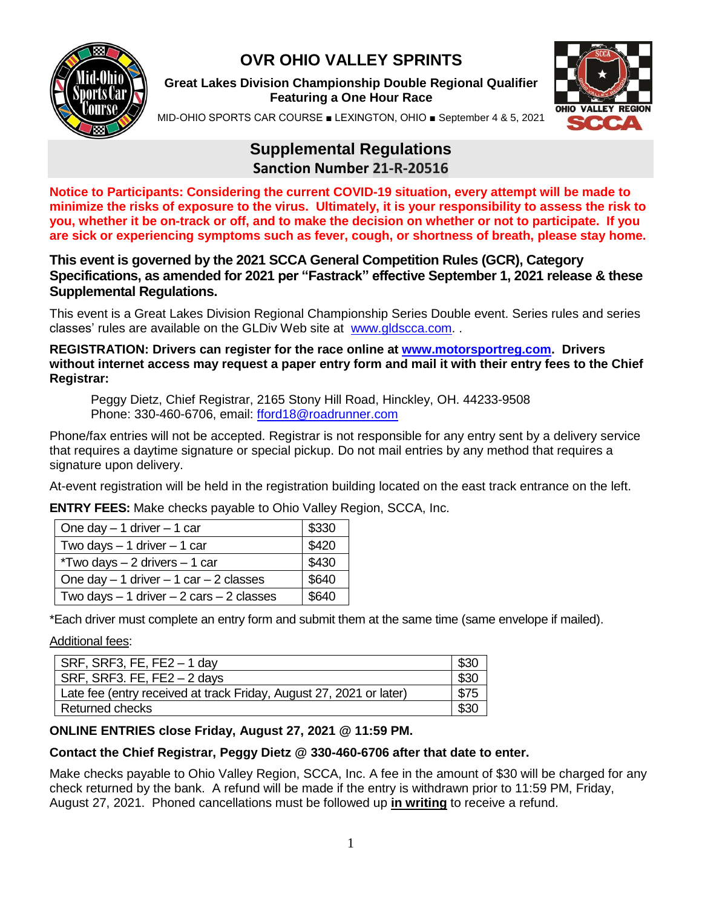# OVR OHIO VALLEY SPRINTS

**Great Lakes Division Championship Double Regional Qualifier**
**Featuring a One Hour Race**

MID-OHIO SPORTS CAR COURSE ■ LEXINGTON, OHIO ■ September 4 & 5, 2021

## Supplemental Regulations
**Sanction Number 21-R-20516**

**Notice to Participants: Considering the current COVID-19 situation, every attempt will be made to minimize the risks of exposure to the virus. Ultimately, it is your responsibility to assess the risk to you, whether it be on-track or off, and to make the decision on whether or not to participate. If you are sick or experiencing symptoms such as fever, cough, or shortness of breath, please stay home.**

**This event is governed by the 2021 SCCA General Competition Rules (GCR), Category Specifications, as amended for 2021 per "Fastrack" effective September 1, 2021 release & these Supplemental Regulations.**

This event is a Great Lakes Division Regional Championship Series Double event. Series rules and series classes' rules are available on the GLDiv Web site at www.gldscca.com. .

**REGISTRATION: Drivers can register for the race online at www.motorsportreg.com. Drivers without internet access may request a paper entry form and mail it with their entry fees to the Chief Registrar:**

> Peggy Dietz, Chief Registrar, 2165 Stony Hill Road, Hinckley, OH. 44233-9508
> Phone: 330-460-6706, email: fford18@roadrunner.com

Phone/fax entries will not be accepted. Registrar is not responsible for any entry sent by a delivery service that requires a daytime signature or special pickup. Do not mail entries by any method that requires a signature upon delivery.

At-event registration will be held in the registration building located on the east track entrance on the left.

**ENTRY FEES:** Make checks payable to Ohio Valley Region, SCCA, Inc.

| | |
|---|---|
| One day – 1 driver – 1 car | $330 |
| Two days – 1 driver – 1 car | $420 |
| *Two days – 2 drivers – 1 car | $430 |
| One day – 1 driver – 1 car – 2 classes | $640 |
| Two days – 1 driver – 2 cars – 2 classes | $640 |

*Each driver must complete an entry form and submit them at the same time (same envelope if mailed).

Additional fees:

| | |
|---|---|
| SRF, SRF3, FE, FE2 – 1 day | $30 |
| SRF, SRF3. FE, FE2 – 2 days | $30 |
| Late fee (entry received at track Friday, August 27, 2021 or later) | $75 |
| Returned checks | $30 |

**ONLINE ENTRIES close Friday, August 27, 2021 @ 11:59 PM.**

**Contact the Chief Registrar, Peggy Dietz @ 330-460-6706 after that date to enter.**

Make checks payable to Ohio Valley Region, SCCA, Inc. A fee in the amount of $30 will be charged for any check returned by the bank. A refund will be made if the entry is withdrawn prior to 11:59 PM, Friday, August 27, 2021. Phoned cancellations must be followed up **in writing** to receive a refund.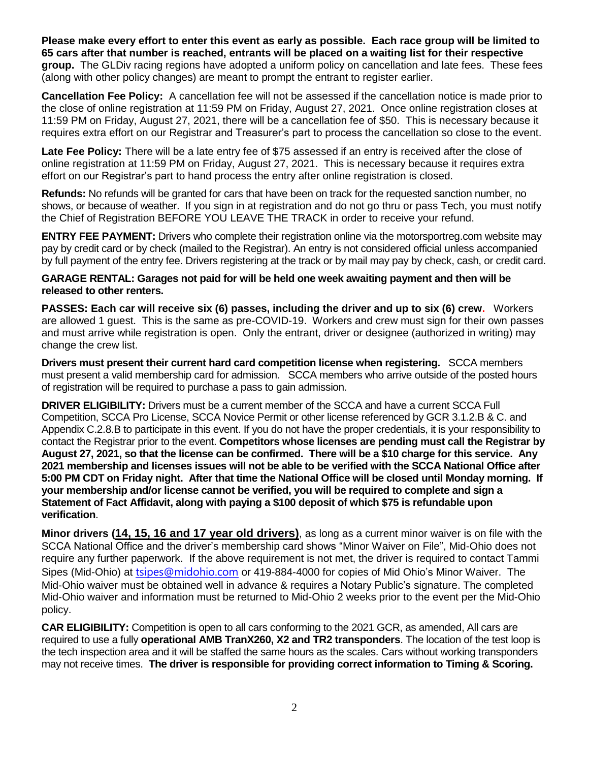**Please make every effort to enter this event as early as possible. Each race group will be limited to 65 cars after that number is reached, entrants will be placed on a waiting list for their respective group.** The GLDiv racing regions have adopted a uniform policy on cancellation and late fees. These fees (along with other policy changes) are meant to prompt the entrant to register earlier.

**Cancellation Fee Policy:** A cancellation fee will not be assessed if the cancellation notice is made prior to the close of online registration at 11:59 PM on Friday, August 27, 2021. Once online registration closes at 11:59 PM on Friday, August 27, 2021, there will be a cancellation fee of $50. This is necessary because it requires extra effort on our Registrar and Treasurer's part to process the cancellation so close to the event.

**Late Fee Policy:** There will be a late entry fee of $75 assessed if an entry is received after the close of online registration at 11:59 PM on Friday, August 27, 2021. This is necessary because it requires extra effort on our Registrar's part to hand process the entry after online registration is closed.

**Refunds:** No refunds will be granted for cars that have been on track for the requested sanction number, no shows, or because of weather. If you sign in at registration and do not go thru or pass Tech, you must notify the Chief of Registration BEFORE YOU LEAVE THE TRACK in order to receive your refund.

**ENTRY FEE PAYMENT:** Drivers who complete their registration online via the motorsportreg.com website may pay by credit card or by check (mailed to the Registrar). An entry is not considered official unless accompanied by full payment of the entry fee. Drivers registering at the track or by mail may pay by check, cash, or credit card.

**GARAGE RENTAL: Garages not paid for will be held one week awaiting payment and then will be released to other renters.**

**PASSES: Each car will receive six (6) passes, including the driver and up to six (6) crew.** Workers are allowed 1 guest. This is the same as pre-COVID-19. Workers and crew must sign for their own passes and must arrive while registration is open. Only the entrant, driver or designee (authorized in writing) may change the crew list.

**Drivers must present their current hard card competition license when registering.** SCCA members must present a valid membership card for admission. SCCA members who arrive outside of the posted hours of registration will be required to purchase a pass to gain admission.

**DRIVER ELIGIBILITY:** Drivers must be a current member of the SCCA and have a current SCCA Full Competition, SCCA Pro License, SCCA Novice Permit or other license referenced by GCR 3.1.2.B & C. and Appendix C.2.8.B to participate in this event. If you do not have the proper credentials, it is your responsibility to contact the Registrar prior to the event. **Competitors whose licenses are pending must call the Registrar by August 27, 2021, so that the license can be confirmed. There will be a $10 charge for this service. Any 2021 membership and licenses issues will not be able to be verified with the SCCA National Office after 5:00 PM CDT on Friday night. After that time the National Office will be closed until Monday morning. If your membership and/or license cannot be verified, you will be required to complete and sign a Statement of Fact Affidavit, along with paying a $100 deposit of which $75 is refundable upon verification**.

**Minor drivers (<u>14, 15, 16 and 17 year old drivers</u>)**, as long as a current minor waiver is on file with the SCCA National Office and the driver's membership card shows "Minor Waiver on File", Mid-Ohio does not require any further paperwork. If the above requirement is not met, the driver is required to contact Tammi Sipes (Mid-Ohio) at tsipes@midohio.com or 419-884-4000 for copies of Mid Ohio's Minor Waiver. The Mid-Ohio waiver must be obtained well in advance & requires a Notary Public's signature. The completed Mid-Ohio waiver and information must be returned to Mid-Ohio 2 weeks prior to the event per the Mid-Ohio policy.

**CAR ELIGIBILITY:** Competition is open to all cars conforming to the 2021 GCR, as amended, All cars are required to use a fully **operational AMB TranX260, X2 and TR2 transponders**. The location of the test loop is the tech inspection area and it will be staffed the same hours as the scales. Cars without working transponders may not receive times. **The driver is responsible for providing correct information to Timing & Scoring.**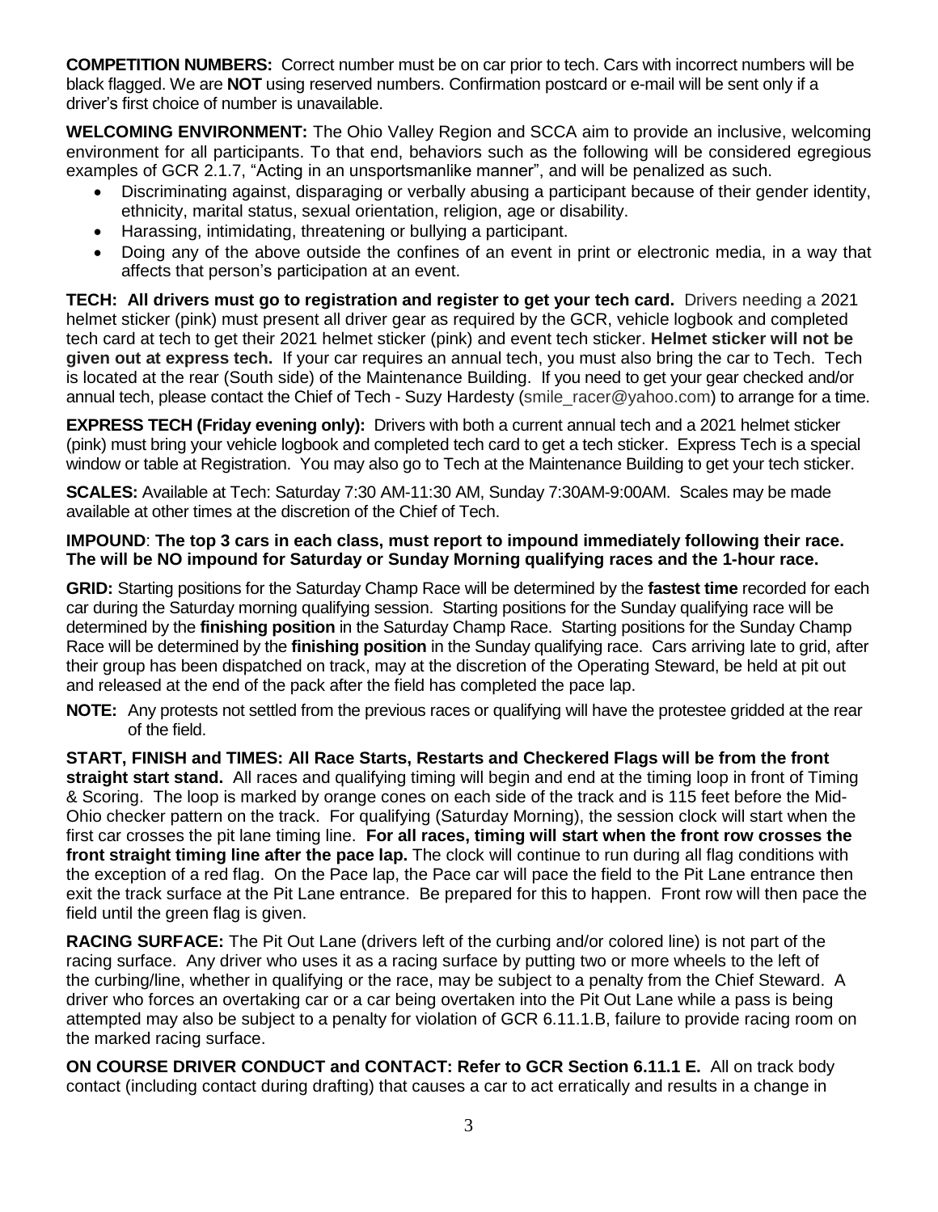**COMPETITION NUMBERS:** Correct number must be on car prior to tech. Cars with incorrect numbers will be black flagged. We are **NOT** using reserved numbers. Confirmation postcard or e-mail will be sent only if a driver's first choice of number is unavailable.

**WELCOMING ENVIRONMENT:** The Ohio Valley Region and SCCA aim to provide an inclusive, welcoming environment for all participants. To that end, behaviors such as the following will be considered egregious examples of GCR 2.1.7, "Acting in an unsportsmanlike manner", and will be penalized as such.

- Discriminating against, disparaging or verbally abusing a participant because of their gender identity, ethnicity, marital status, sexual orientation, religion, age or disability.
- Harassing, intimidating, threatening or bullying a participant.
- Doing any of the above outside the confines of an event in print or electronic media, in a way that affects that person's participation at an event.

**TECH: All drivers must go to registration and register to get your tech card.** Drivers needing a 2021 helmet sticker (pink) must present all driver gear as required by the GCR, vehicle logbook and completed tech card at tech to get their 2021 helmet sticker (pink) and event tech sticker. **Helmet sticker will not be given out at express tech.** If your car requires an annual tech, you must also bring the car to Tech. Tech is located at the rear (South side) of the Maintenance Building. If you need to get your gear checked and/or annual tech, please contact the Chief of Tech - Suzy Hardesty (smile_racer@yahoo.com) to arrange for a time.

**EXPRESS TECH (Friday evening only):** Drivers with both a current annual tech and a 2021 helmet sticker (pink) must bring your vehicle logbook and completed tech card to get a tech sticker. Express Tech is a special window or table at Registration. You may also go to Tech at the Maintenance Building to get your tech sticker.

**SCALES:** Available at Tech: Saturday 7:30 AM-11:30 AM, Sunday 7:30AM-9:00AM. Scales may be made available at other times at the discretion of the Chief of Tech.

**IMPOUND**: **The top 3 cars in each class, must report to impound immediately following their race. The will be NO impound for Saturday or Sunday Morning qualifying races and the 1-hour race.**

**GRID:** Starting positions for the Saturday Champ Race will be determined by the **fastest time** recorded for each car during the Saturday morning qualifying session. Starting positions for the Sunday qualifying race will be determined by the **finishing position** in the Saturday Champ Race. Starting positions for the Sunday Champ Race will be determined by the **finishing position** in the Sunday qualifying race. Cars arriving late to grid, after their group has been dispatched on track, may at the discretion of the Operating Steward, be held at pit out and released at the end of the pack after the field has completed the pace lap.

**NOTE:** Any protests not settled from the previous races or qualifying will have the protestee gridded at the rear of the field.

**START, FINISH and TIMES: All Race Starts, Restarts and Checkered Flags will be from the front straight start stand.** All races and qualifying timing will begin and end at the timing loop in front of Timing & Scoring. The loop is marked by orange cones on each side of the track and is 115 feet before the Mid-Ohio checker pattern on the track. For qualifying (Saturday Morning), the session clock will start when the first car crosses the pit lane timing line. **For all races, timing will start when the front row crosses the front straight timing line after the pace lap.** The clock will continue to run during all flag conditions with the exception of a red flag. On the Pace lap, the Pace car will pace the field to the Pit Lane entrance then exit the track surface at the Pit Lane entrance. Be prepared for this to happen. Front row will then pace the field until the green flag is given.

**RACING SURFACE:** The Pit Out Lane (drivers left of the curbing and/or colored line) is not part of the racing surface. Any driver who uses it as a racing surface by putting two or more wheels to the left of the curbing/line, whether in qualifying or the race, may be subject to a penalty from the Chief Steward. A driver who forces an overtaking car or a car being overtaken into the Pit Out Lane while a pass is being attempted may also be subject to a penalty for violation of GCR 6.11.1.B, failure to provide racing room on the marked racing surface.

**ON COURSE DRIVER CONDUCT and CONTACT: Refer to GCR Section 6.11.1 E.** All on track body contact (including contact during drafting) that causes a car to act erratically and results in a change in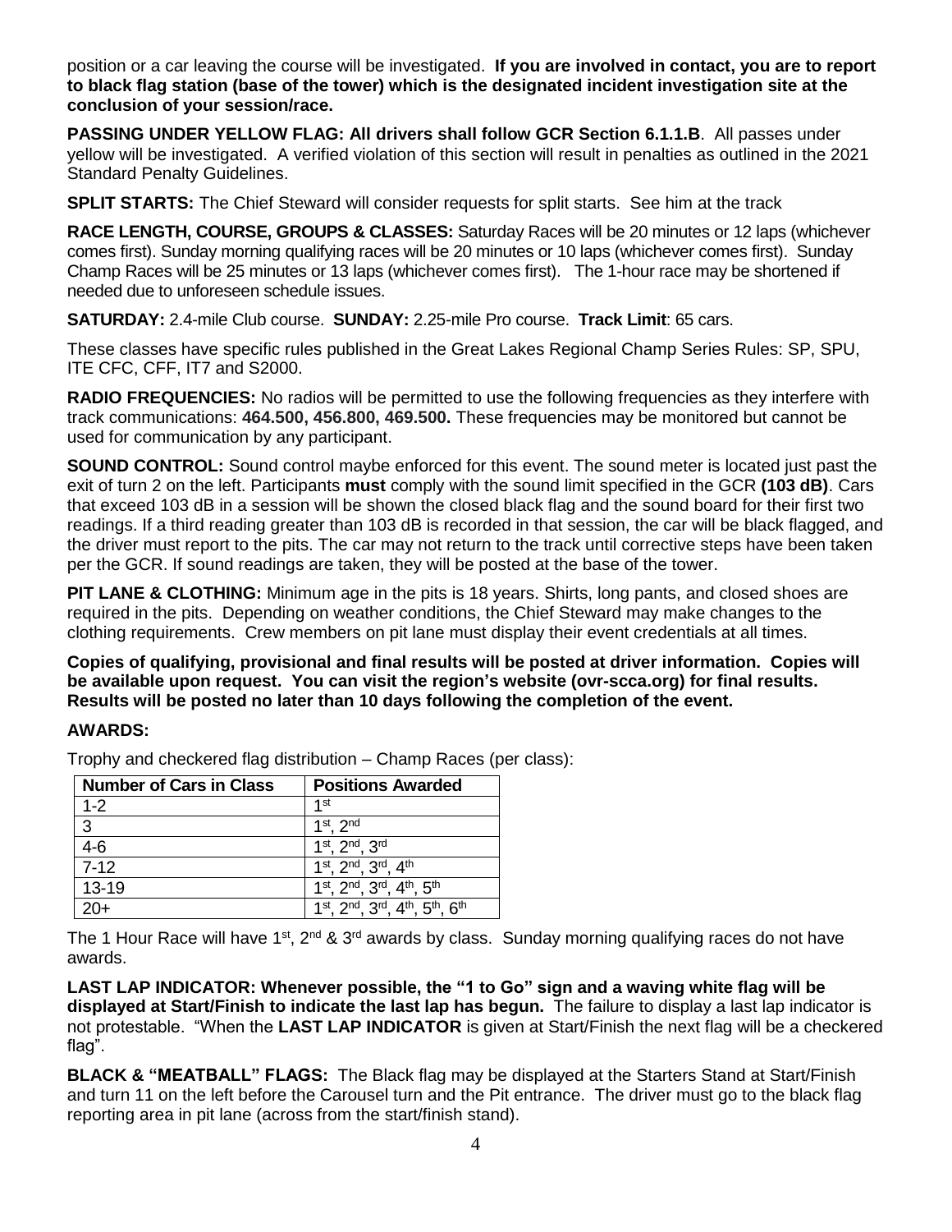position or a car leaving the course will be investigated. **If you are involved in contact, you are to report to black flag station (base of the tower) which is the designated incident investigation site at the conclusion of your session/race.**

**PASSING UNDER YELLOW FLAG: All drivers shall follow GCR Section 6.1.1.B**. All passes under yellow will be investigated. A verified violation of this section will result in penalties as outlined in the 2021 Standard Penalty Guidelines.

**SPLIT STARTS:** The Chief Steward will consider requests for split starts. See him at the track

**RACE LENGTH, COURSE, GROUPS & CLASSES:** Saturday Races will be 20 minutes or 12 laps (whichever comes first). Sunday morning qualifying races will be 20 minutes or 10 laps (whichever comes first). Sunday Champ Races will be 25 minutes or 13 laps (whichever comes first). The 1-hour race may be shortened if needed due to unforeseen schedule issues.

**SATURDAY:** 2.4-mile Club course. **SUNDAY:** 2.25-mile Pro course. **Track Limit**: 65 cars.

These classes have specific rules published in the Great Lakes Regional Champ Series Rules: SP, SPU, ITE CFC, CFF, IT7 and S2000.

**RADIO FREQUENCIES:** No radios will be permitted to use the following frequencies as they interfere with track communications: **464.500, 456.800, 469.500.** These frequencies may be monitored but cannot be used for communication by any participant.

**SOUND CONTROL:** Sound control maybe enforced for this event. The sound meter is located just past the exit of turn 2 on the left. Participants **must** comply with the sound limit specified in the GCR **(103 dB)**. Cars that exceed 103 dB in a session will be shown the closed black flag and the sound board for their first two readings. If a third reading greater than 103 dB is recorded in that session, the car will be black flagged, and the driver must report to the pits. The car may not return to the track until corrective steps have been taken per the GCR. If sound readings are taken, they will be posted at the base of the tower.

**PIT LANE & CLOTHING:** Minimum age in the pits is 18 years. Shirts, long pants, and closed shoes are required in the pits. Depending on weather conditions, the Chief Steward may make changes to the clothing requirements. Crew members on pit lane must display their event credentials at all times.

**Copies of qualifying, provisional and final results will be posted at driver information. Copies will be available upon request. You can visit the region's website (ovr-scca.org) for final results. Results will be posted no later than 10 days following the completion of the event.**

**AWARDS:**

Trophy and checkered flag distribution – Champ Races (per class):

| Number of Cars in Class | Positions Awarded |
|---|---|
| 1-2 | 1st |
| 3 | 1st, 2nd |
| 4-6 | 1st, 2nd, 3rd |
| 7-12 | 1st, 2nd, 3rd, 4th |
| 13-19 | 1st, 2nd, 3rd, 4th, 5th |
| 20+ | 1st, 2nd, 3rd, 4th, 5th, 6th |

The 1 Hour Race will have 1st, 2nd & 3rd awards by class. Sunday morning qualifying races do not have awards.

**LAST LAP INDICATOR: Whenever possible, the "1 to Go" sign and a waving white flag will be displayed at Start/Finish to indicate the last lap has begun.** The failure to display a last lap indicator is not protestable. "When the **LAST LAP INDICATOR** is given at Start/Finish the next flag will be a checkered flag".

**BLACK & "MEATBALL" FLAGS:** The Black flag may be displayed at the Starters Stand at Start/Finish and turn 11 on the left before the Carousel turn and the Pit entrance. The driver must go to the black flag reporting area in pit lane (across from the start/finish stand).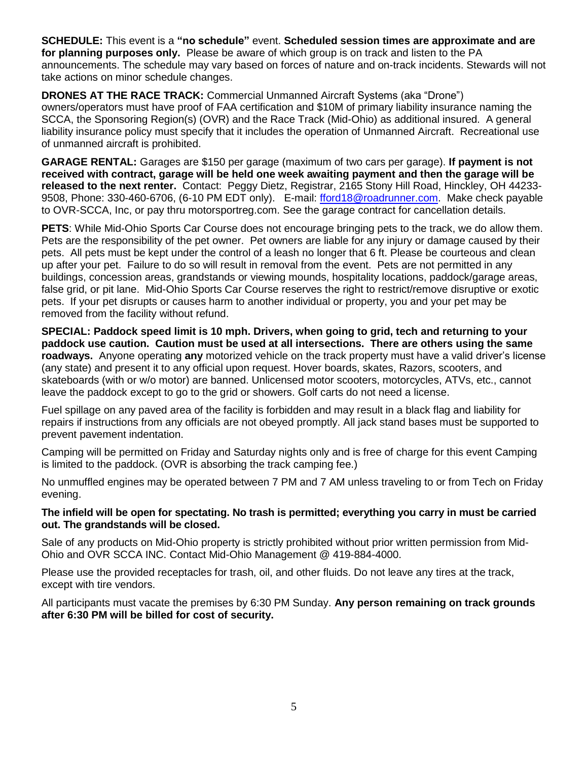**SCHEDULE:** This event is a **"no schedule"** event. **Scheduled session times are approximate and are for planning purposes only.** Please be aware of which group is on track and listen to the PA announcements. The schedule may vary based on forces of nature and on-track incidents. Stewards will not take actions on minor schedule changes.

**DRONES AT THE RACE TRACK:** Commercial Unmanned Aircraft Systems (aka "Drone") owners/operators must have proof of FAA certification and $10M of primary liability insurance naming the SCCA, the Sponsoring Region(s) (OVR) and the Race Track (Mid-Ohio) as additional insured. A general liability insurance policy must specify that it includes the operation of Unmanned Aircraft. Recreational use of unmanned aircraft is prohibited.

**GARAGE RENTAL:** Garages are $150 per garage (maximum of two cars per garage). **If payment is not received with contract, garage will be held one week awaiting payment and then the garage will be released to the next renter.** Contact: Peggy Dietz, Registrar, 2165 Stony Hill Road, Hinckley, OH 44233-9508, Phone: 330-460-6706, (6-10 PM EDT only). E-mail: fford18@roadrunner.com. Make check payable to OVR-SCCA, Inc, or pay thru motorsportreg.com. See the garage contract for cancellation details.

**PETS**: While Mid-Ohio Sports Car Course does not encourage bringing pets to the track, we do allow them. Pets are the responsibility of the pet owner. Pet owners are liable for any injury or damage caused by their pets. All pets must be kept under the control of a leash no longer that 6 ft. Please be courteous and clean up after your pet. Failure to do so will result in removal from the event. Pets are not permitted in any buildings, concession areas, grandstands or viewing mounds, hospitality locations, paddock/garage areas, false grid, or pit lane. Mid-Ohio Sports Car Course reserves the right to restrict/remove disruptive or exotic pets. If your pet disrupts or causes harm to another individual or property, you and your pet may be removed from the facility without refund.

**SPECIAL: Paddock speed limit is 10 mph. Drivers, when going to grid, tech and returning to your paddock use caution. Caution must be used at all intersections. There are others using the same roadways.** Anyone operating **any** motorized vehicle on the track property must have a valid driver's license (any state) and present it to any official upon request. Hover boards, skates, Razors, scooters, and skateboards (with or w/o motor) are banned. Unlicensed motor scooters, motorcycles, ATVs, etc., cannot leave the paddock except to go to the grid or showers. Golf carts do not need a license.

Fuel spillage on any paved area of the facility is forbidden and may result in a black flag and liability for repairs if instructions from any officials are not obeyed promptly. All jack stand bases must be supported to prevent pavement indentation.

Camping will be permitted on Friday and Saturday nights only and is free of charge for this event Camping is limited to the paddock. (OVR is absorbing the track camping fee.)

No unmuffled engines may be operated between 7 PM and 7 AM unless traveling to or from Tech on Friday evening.

**The infield will be open for spectating. No trash is permitted; everything you carry in must be carried out. The grandstands will be closed.**

Sale of any products on Mid-Ohio property is strictly prohibited without prior written permission from Mid-Ohio and OVR SCCA INC. Contact Mid-Ohio Management @ 419-884-4000.

Please use the provided receptacles for trash, oil, and other fluids. Do not leave any tires at the track, except with tire vendors.

All participants must vacate the premises by 6:30 PM Sunday. **Any person remaining on track grounds after 6:30 PM will be billed for cost of security.**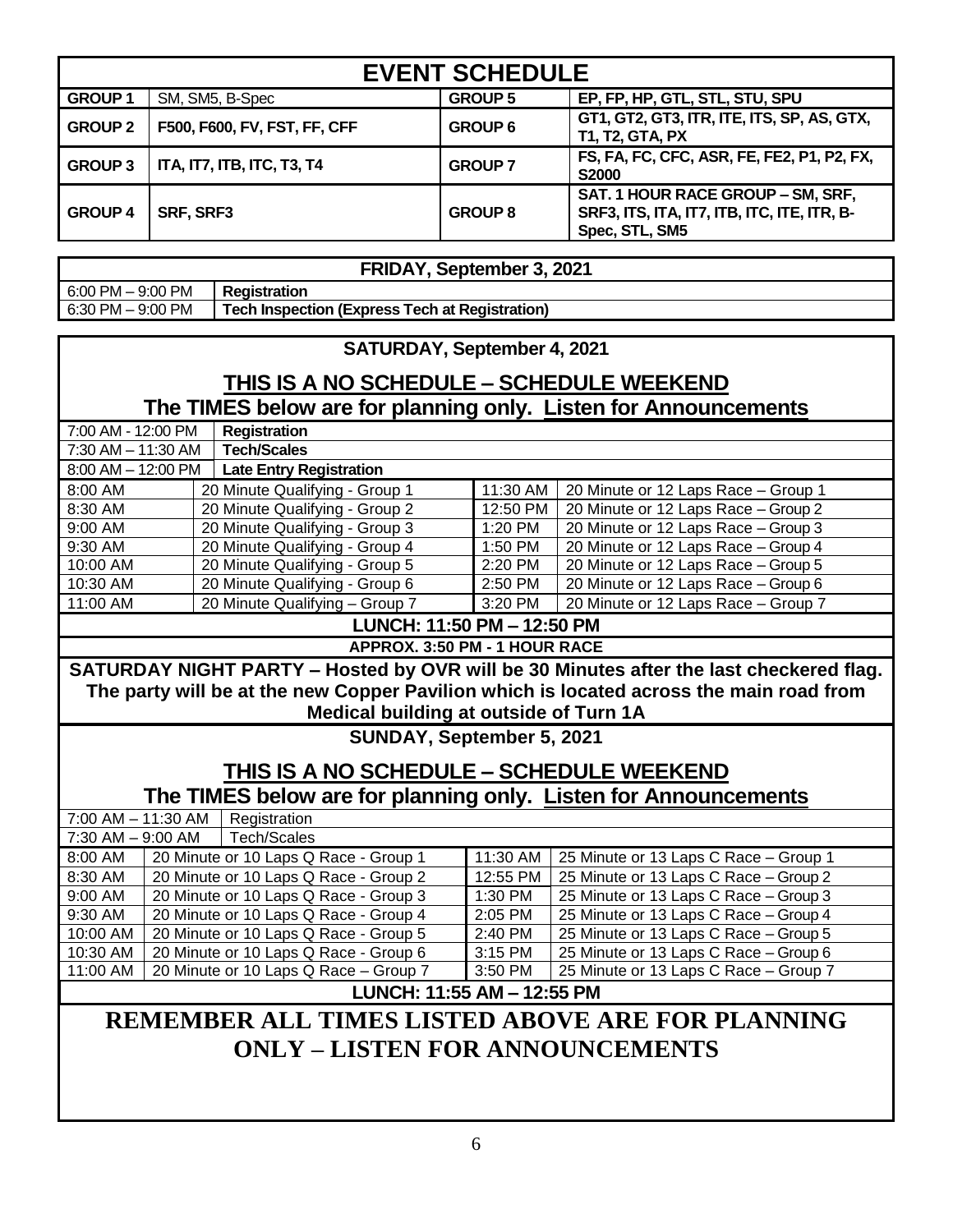# EVENT SCHEDULE

| | | | |
|---|---|---|---|
| **GROUP 1** | SM, SM5, B-Spec | **GROUP 5** | **EP, FP, HP, GTL, STL, STU, SPU** |
| **GROUP 2** | **F500, F600, FV, FST, FF, CFF** | **GROUP 6** | **GT1, GT2, GT3, ITR, ITE, ITS, SP, AS, GTX, T1, T2, GTA, PX** |
| **GROUP 3** | **ITA, IT7, ITB, ITC, T3, T4** | **GROUP 7** | **FS, FA, FC, CFC, ASR, FE, FE2, P1, P2, FX, S2000** |
| **GROUP 4** | **SRF, SRF3** | **GROUP 8** | **SAT. 1 HOUR RACE GROUP – SM, SRF, SRF3, ITS, ITA, IT7, ITB, ITC, ITE, ITR, B-Spec, STL, SM5** |

## FRIDAY, September 3, 2021

| | |
|---|---|
| 6:00 PM – 9:00 PM | **Registration** |
| 6:30 PM – 9:00 PM | **Tech Inspection (Express Tech at Registration)** |

## SATURDAY, September 4, 2021

### THIS IS A NO SCHEDULE – SCHEDULE WEEKEND

**The TIMES below are for planning only. Listen for Announcements**

| | |
|---|---|
| 7:00 AM - 12:00 PM | **Registration** |
| 7:30 AM – 11:30 AM | **Tech/Scales** |
| 8:00 AM – 12:00 PM | **Late Entry Registration** |

| | | | |
|---|---|---|---|
| 8:00 AM | 20 Minute Qualifying - Group 1 | 11:30 AM | 20 Minute or 12 Laps Race – Group 1 |
| 8:30 AM | 20 Minute Qualifying - Group 2 | 12:50 PM | 20 Minute or 12 Laps Race – Group 2 |
| 9:00 AM | 20 Minute Qualifying - Group 3 | 1:20 PM | 20 Minute or 12 Laps Race – Group 3 |
| 9:30 AM | 20 Minute Qualifying - Group 4 | 1:50 PM | 20 Minute or 12 Laps Race – Group 4 |
| 10:00 AM | 20 Minute Qualifying - Group 5 | 2:20 PM | 20 Minute or 12 Laps Race – Group 5 |
| 10:30 AM | 20 Minute Qualifying - Group 6 | 2:50 PM | 20 Minute or 12 Laps Race – Group 6 |
| 11:00 AM | 20 Minute Qualifying – Group 7 | 3:20 PM | 20 Minute or 12 Laps Race – Group 7 |

**LUNCH: 11:50 PM – 12:50 PM**

**APPROX. 3:50 PM - 1 HOUR RACE**

**SATURDAY NIGHT PARTY – Hosted by OVR will be 30 Minutes after the last checkered flag. The party will be at the new Copper Pavilion which is located across the main road from Medical building at outside of Turn 1A**

## SUNDAY, September 5, 2021

### THIS IS A NO SCHEDULE – SCHEDULE WEEKEND

**The TIMES below are for planning only. Listen for Announcements**

| | |
|---|---|
| 7:00 AM – 11:30 AM | Registration |
| 7:30 AM – 9:00 AM | Tech/Scales |

| | | | |
|---|---|---|---|
| 8:00 AM | 20 Minute or 10 Laps Q Race - Group 1 | 11:30 AM | 25 Minute or 13 Laps C Race – Group 1 |
| 8:30 AM | 20 Minute or 10 Laps Q Race - Group 2 | 12:55 PM | 25 Minute or 13 Laps C Race – Group 2 |
| 9:00 AM | 20 Minute or 10 Laps Q Race - Group 3 | 1:30 PM | 25 Minute or 13 Laps C Race – Group 3 |
| 9:30 AM | 20 Minute or 10 Laps Q Race - Group 4 | 2:05 PM | 25 Minute or 13 Laps C Race – Group 4 |
| 10:00 AM | 20 Minute or 10 Laps Q Race - Group 5 | 2:40 PM | 25 Minute or 13 Laps C Race – Group 5 |
| 10:30 AM | 20 Minute or 10 Laps Q Race - Group 6 | 3:15 PM | 25 Minute or 13 Laps C Race – Group 6 |
| 11:00 AM | 20 Minute or 10 Laps Q Race – Group 7 | 3:50 PM | 25 Minute or 13 Laps C Race – Group 7 |

**LUNCH: 11:55 AM – 12:55 PM**

**REMEMBER ALL TIMES LISTED ABOVE ARE FOR PLANNING ONLY – LISTEN FOR ANNOUNCEMENTS**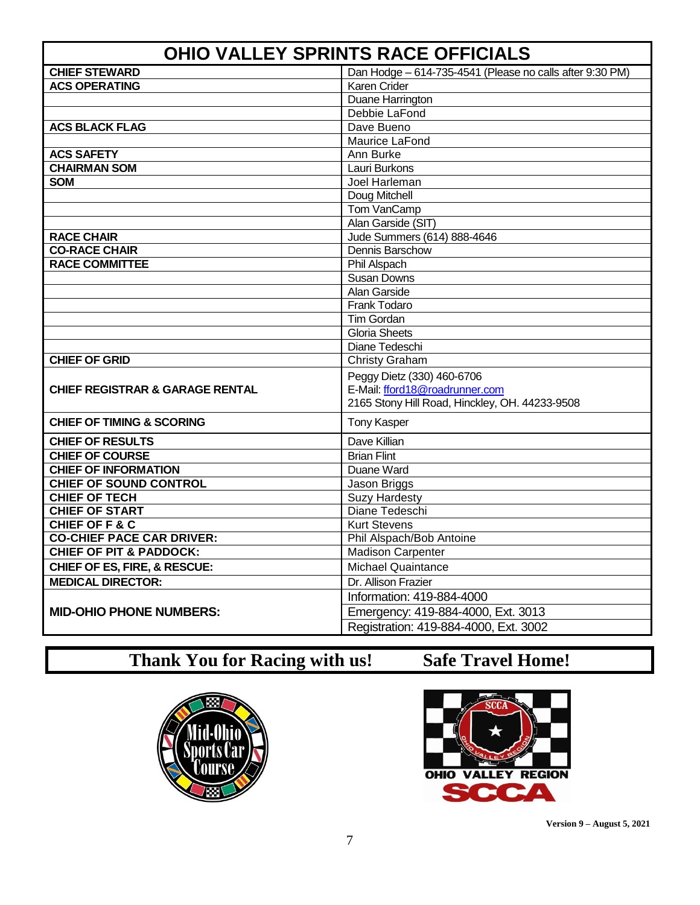# OHIO VALLEY SPRINTS RACE OFFICIALS

| | |
|---|---|
| **CHIEF STEWARD** | Dan Hodge – 614-735-4541 (Please no calls after 9:30 PM) |
| **ACS OPERATING** | Karen Crider |
| | Duane Harrington |
| | Debbie LaFond |
| **ACS BLACK FLAG** | Dave Bueno |
| | Maurice LaFond |
| **ACS SAFETY** | Ann Burke |
| **CHAIRMAN SOM** | Lauri Burkons |
| **SOM** | Joel Harleman |
| | Doug Mitchell |
| | Tom VanCamp |
| | Alan Garside (SIT) |
| **RACE CHAIR** | Jude Summers (614) 888-4646 |
| **CO-RACE CHAIR** | Dennis Barschow |
| **RACE COMMITTEE** | Phil Alspach |
| | Susan Downs |
| | Alan Garside |
| | Frank Todaro |
| | Tim Gordan |
| | Gloria Sheets |
| | Diane Tedeschi |
| **CHIEF OF GRID** | Christy Graham |
| **CHIEF REGISTRAR & GARAGE RENTAL** | Peggy Dietz (330) 460-6706<br>E-Mail: fford18@roadrunner.com<br>2165 Stony Hill Road, Hinckley, OH. 44233-9508 |
| **CHIEF OF TIMING & SCORING** | Tony Kasper |
| **CHIEF OF RESULTS** | Dave Killian |
| **CHIEF OF COURSE** | Brian Flint |
| **CHIEF OF INFORMATION** | Duane Ward |
| **CHIEF OF SOUND CONTROL** | Jason Briggs |
| **CHIEF OF TECH** | Suzy Hardesty |
| **CHIEF OF START** | Diane Tedeschi |
| **CHIEF OF F & C** | Kurt Stevens |
| **CO-CHIEF PACE CAR DRIVER:** | Phil Alspach/Bob Antoine |
| **CHIEF OF PIT & PADDOCK:** | Madison Carpenter |
| **CHIEF OF ES, FIRE, & RESCUE:** | Michael Quaintance |
| **MEDICAL DIRECTOR:** | Dr. Allison Frazier |
| **MID-OHIO PHONE NUMBERS:** | Information: 419-884-4000 |
| | Emergency: 419-884-4000, Ext. 3013 |
| | Registration: 419-884-4000, Ext. 3002 |

**Thank You for Racing with us!  Safe Travel Home!**

Version 9 – August 5, 2021